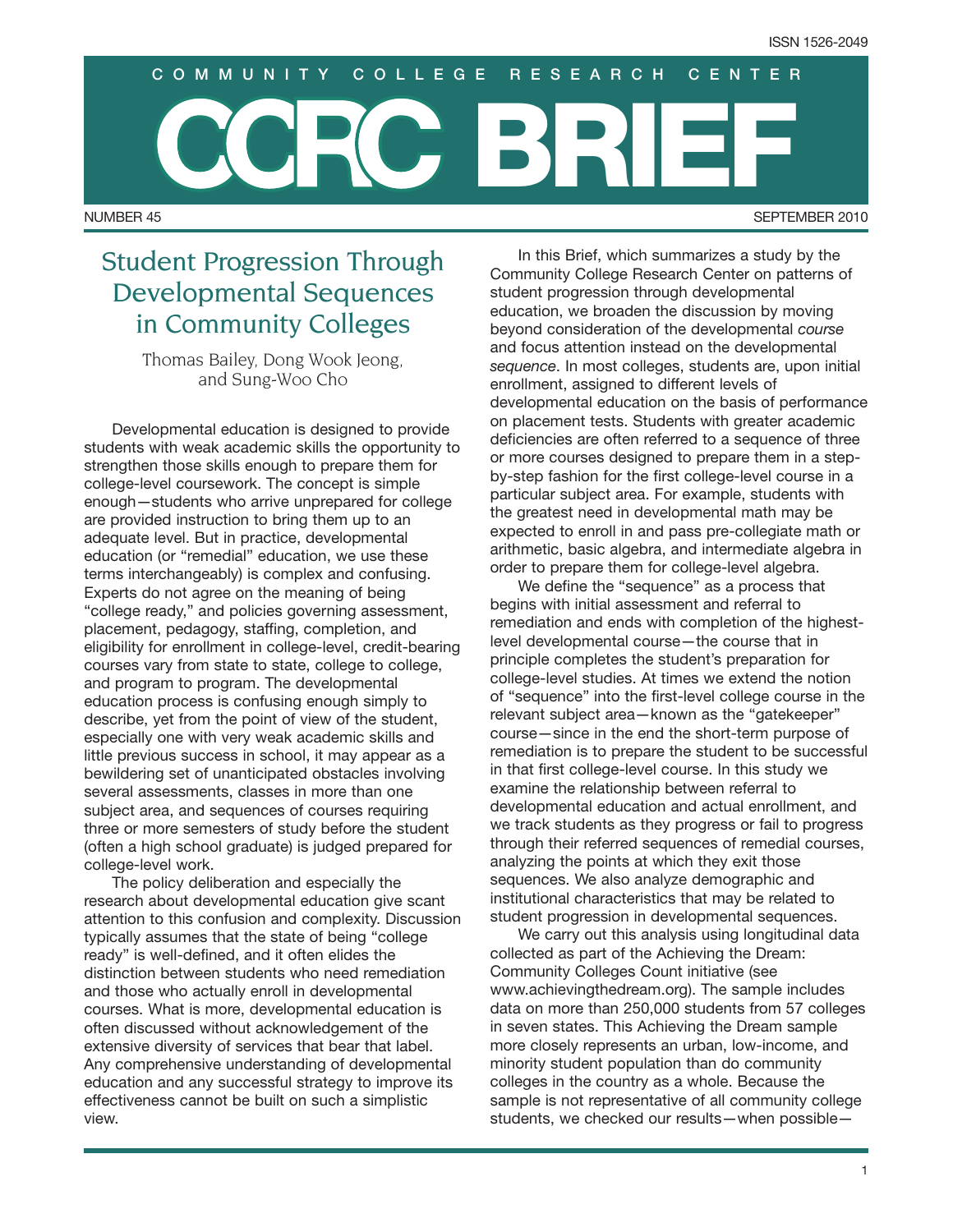ISSN 1526-2049

COMMUNITY COLLEGE RESEARCH CENTER

# CCRC BRIEF

NUMBER 45 SEPTEMBER 2010

## Student Progression Through Developmental Sequences in Community Colleges

Thomas Bailey, Dong Wook Jeong, and Sung-Woo Cho

Developmental education is designed to provide students with weak academic skills the opportunity to strengthen those skills enough to prepare them for college-level coursework. The concept is simple enough—students who arrive unprepared for college are provided instruction to bring them up to an adequate level. But in practice, developmental education (or "remedial" education, we use these terms interchangeably) is complex and confusing. Experts do not agree on the meaning of being "college ready," and policies governing assessment, placement, pedagogy, staffing, completion, and eligibility for enrollment in college-level, credit-bearing courses vary from state to state, college to college, and program to program. The developmental education process is confusing enough simply to describe, yet from the point of view of the student, especially one with very weak academic skills and little previous success in school, it may appear as a bewildering set of unanticipated obstacles involving several assessments, classes in more than one subject area, and sequences of courses requiring three or more semesters of study before the student (often a high school graduate) is judged prepared for college-level work.

The policy deliberation and especially the research about developmental education give scant attention to this confusion and complexity. Discussion typically assumes that the state of being "college ready" is well-defined, and it often elides the distinction between students who need remediation and those who actually enroll in developmental courses. What is more, developmental education is often discussed without acknowledgement of the extensive diversity of services that bear that label. Any comprehensive understanding of developmental education and any successful strategy to improve its effectiveness cannot be built on such a simplistic view.

In this Brief, which summarizes a study by the Community College Research Center on patterns of student progression through developmental education, we broaden the discussion by moving beyond consideration of the developmental *course* and focus attention instead on the developmental *sequence*. In most colleges, students are, upon initial enrollment, assigned to different levels of developmental education on the basis of performance on placement tests. Students with greater academic deficiencies are often referred to a sequence of three or more courses designed to prepare them in a step-by-step fashion for the first college-level course in a particular subject area. For example, students with the greatest need in developmental math may be expected to enroll in and pass pre-collegiate math or arithmetic, basic algebra, and intermediate algebra in order to prepare them for college-level algebra.

We define the "sequence" as a process that begins with initial assessment and referral to remediation and ends with completion of the highest-level developmental course—the course that in principle completes the student's preparation for college-level studies. At times we extend the notion of "sequence" into the first-level college course in the relevant subject area—known as the "gatekeeper" course—since in the end the short-term purpose of remediation is to prepare the student to be successful in that first college-level course. In this study we examine the relationship between referral to developmental education and actual enrollment, and we track students as they progress or fail to progress through their referred sequences of remedial courses, analyzing the points at which they exit those sequences. We also analyze demographic and institutional characteristics that may be related to student progression in developmental sequences.

We carry out this analysis using longitudinal data collected as part of the Achieving the Dream: Community Colleges Count initiative (see www.achievingthedream.org). The sample includes data on more than 250,000 students from 57 colleges in seven states. This Achieving the Dream sample more closely represents an urban, low-income, and minority student population than do community colleges in the country as a whole. Because the sample is not representative of all community college students, we checked our results—when possible—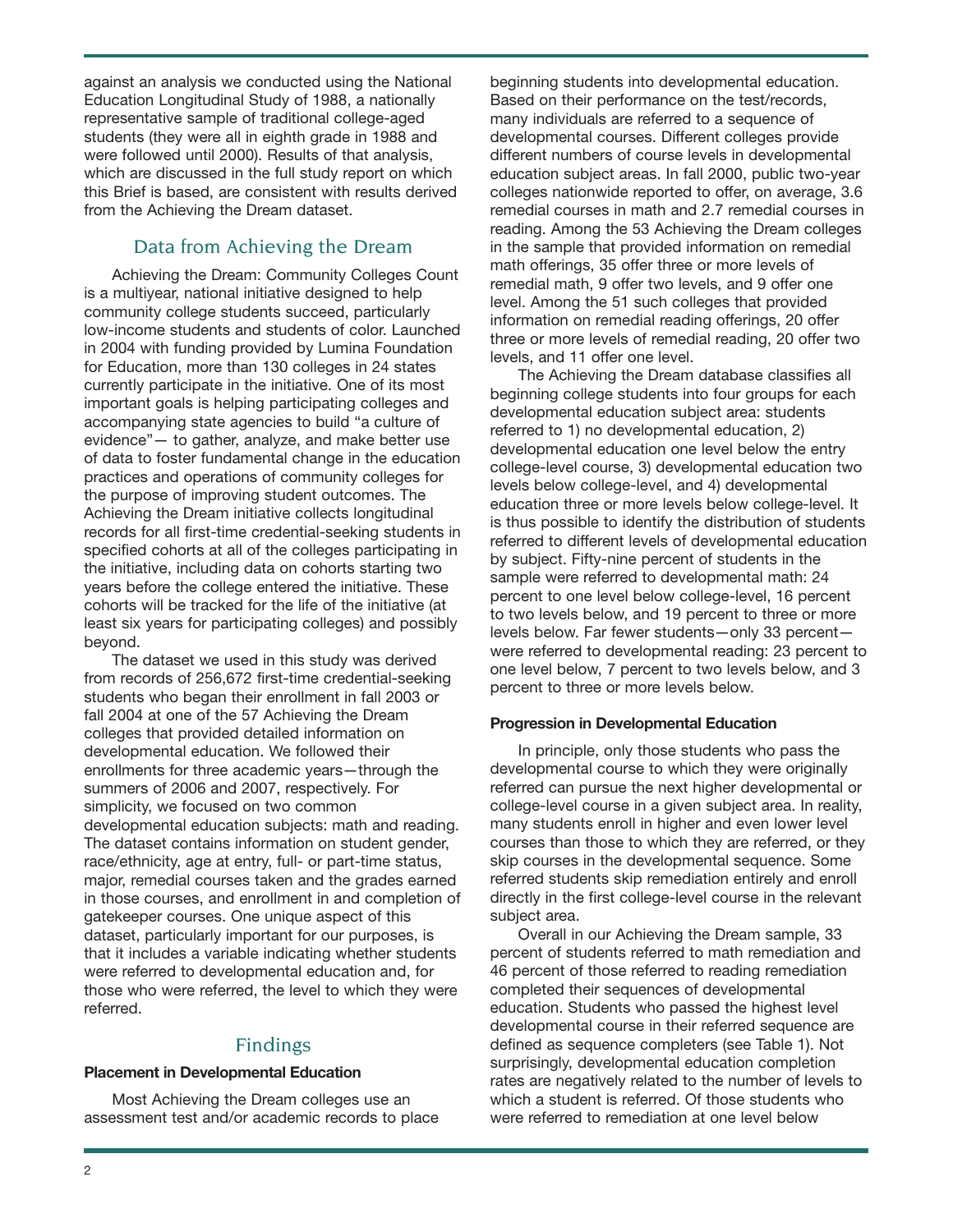against an analysis we conducted using the National Education Longitudinal Study of 1988, a nationally representative sample of traditional college-aged students (they were all in eighth grade in 1988 and were followed until 2000). Results of that analysis, which are discussed in the full study report on which this Brief is based, are consistent with results derived from the Achieving the Dream dataset.

## Data from Achieving the Dream

Achieving the Dream: Community Colleges Count is a multiyear, national initiative designed to help community college students succeed, particularly low-income students and students of color. Launched in 2004 with funding provided by Lumina Foundation for Education, more than 130 colleges in 24 states currently participate in the initiative. One of its most important goals is helping participating colleges and accompanying state agencies to build "a culture of evidence"— to gather, analyze, and make better use of data to foster fundamental change in the education practices and operations of community colleges for the purpose of improving student outcomes. The Achieving the Dream initiative collects longitudinal records for all first-time credential-seeking students in specified cohorts at all of the colleges participating in the initiative, including data on cohorts starting two years before the college entered the initiative. These cohorts will be tracked for the life of the initiative (at least six years for participating colleges) and possibly beyond.

The dataset we used in this study was derived from records of 256,672 first-time credential-seeking students who began their enrollment in fall 2003 or fall 2004 at one of the 57 Achieving the Dream colleges that provided detailed information on developmental education. We followed their enrollments for three academic years—through the summers of 2006 and 2007, respectively. For simplicity, we focused on two common developmental education subjects: math and reading. The dataset contains information on student gender, race/ethnicity, age at entry, full- or part-time status, major, remedial courses taken and the grades earned in those courses, and enrollment in and completion of gatekeeper courses. One unique aspect of this dataset, particularly important for our purposes, is that it includes a variable indicating whether students were referred to developmental education and, for those who were referred, the level to which they were referred.

## Findings

### Placement in Developmental Education

Most Achieving the Dream colleges use an assessment test and/or academic records to place beginning students into developmental education. Based on their performance on the test/records, many individuals are referred to a sequence of developmental courses. Different colleges provide different numbers of course levels in developmental education subject areas. In fall 2000, public two-year colleges nationwide reported to offer, on average, 3.6 remedial courses in math and 2.7 remedial courses in reading. Among the 53 Achieving the Dream colleges in the sample that provided information on remedial math offerings, 35 offer three or more levels of remedial math, 9 offer two levels, and 9 offer one level. Among the 51 such colleges that provided information on remedial reading offerings, 20 offer three or more levels of remedial reading, 20 offer two levels, and 11 offer one level.

The Achieving the Dream database classifies all beginning college students into four groups for each developmental education subject area: students referred to 1) no developmental education, 2) developmental education one level below the entry college-level course, 3) developmental education two levels below college-level, and 4) developmental education three or more levels below college-level. It is thus possible to identify the distribution of students referred to different levels of developmental education by subject. Fifty-nine percent of students in the sample were referred to developmental math: 24 percent to one level below college-level, 16 percent to two levels below, and 19 percent to three or more levels below. Far fewer students—only 33 percent—were referred to developmental reading: 23 percent to one level below, 7 percent to two levels below, and 3 percent to three or more levels below.

### Progression in Developmental Education

In principle, only those students who pass the developmental course to which they were originally referred can pursue the next higher developmental or college-level course in a given subject area. In reality, many students enroll in higher and even lower level courses than those to which they are referred, or they skip courses in the developmental sequence. Some referred students skip remediation entirely and enroll directly in the first college-level course in the relevant subject area.

Overall in our Achieving the Dream sample, 33 percent of students referred to math remediation and 46 percent of those referred to reading remediation completed their sequences of developmental education. Students who passed the highest level developmental course in their referred sequence are defined as sequence completers (see Table 1). Not surprisingly, developmental education completion rates are negatively related to the number of levels to which a student is referred. Of those students who were referred to remediation at one level below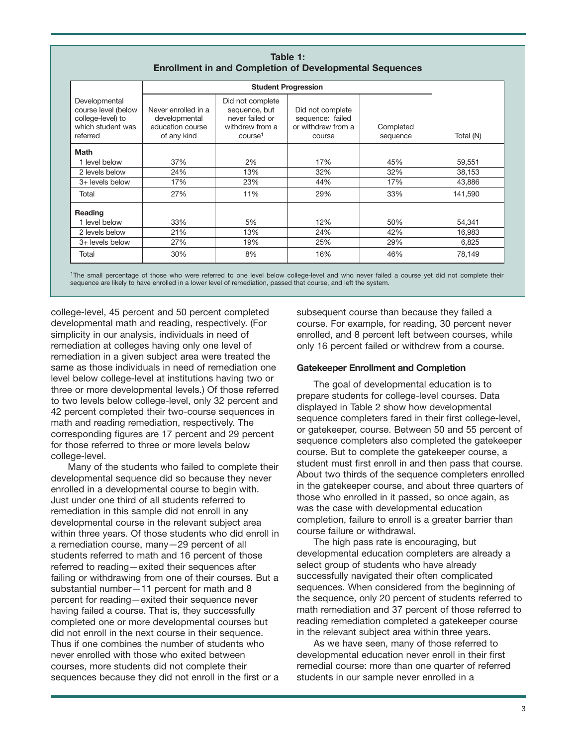**Table 1: Enrollment in and Completion of Developmental Sequences**

| Developmental course level (below college-level) to which student was referred | Student Progression | | | | Total (N) |
|---|---|---|---|---|---|
| | Never enrolled in a developmental education course of any kind | Did not complete sequence, but never failed or withdrew from a course[1] | Did not complete sequence: failed or withdrew from a course | Completed sequence | |
| **Math** | | | | | |
| 1 level below | 37% | 2% | 17% | 45% | 59,551 |
| 2 levels below | 24% | 13% | 32% | 32% | 38,153 |
| 3+ levels below | 17% | 23% | 44% | 17% | 43,886 |
| Total | 27% | 11% | 29% | 33% | 141,590 |
| **Reading** | | | | | |
| 1 level below | 33% | 5% | 12% | 50% | 54,341 |
| 2 levels below | 21% | 13% | 24% | 42% | 16,983 |
| 3+ levels below | 27% | 19% | 25% | 29% | 6,825 |
| Total | 30% | 8% | 16% | 46% | 78,149 |

[1]The small percentage of those who were referred to one level below college-level and who never failed a course yet did not complete their sequence are likely to have enrolled in a lower level of remediation, passed that course, and left the system.

college-level, 45 percent and 50 percent completed developmental math and reading, respectively. (For simplicity in our analysis, individuals in need of remediation at colleges having only one level of remediation in a given subject area were treated the same as those individuals in need of remediation one level below college-level at institutions having two or three or more developmental levels.) Of those referred to two levels below college-level, only 32 percent and 42 percent completed their two-course sequences in math and reading remediation, respectively. The corresponding figures are 17 percent and 29 percent for those referred to three or more levels below college-level.

Many of the students who failed to complete their developmental sequence did so because they never enrolled in a developmental course to begin with. Just under one third of all students referred to remediation in this sample did not enroll in any developmental course in the relevant subject area within three years. Of those students who did enroll in a remediation course, many—29 percent of all students referred to math and 16 percent of those referred to reading—exited their sequences after failing or withdrawing from one of their courses. But a substantial number—11 percent for math and 8 percent for reading—exited their sequence never having failed a course. That is, they successfully completed one or more developmental courses but did not enroll in the next course in their sequence. Thus if one combines the number of students who never enrolled with those who exited between courses, more students did not complete their sequences because they did not enroll in the first or a subsequent course than because they failed a course. For example, for reading, 30 percent never enrolled, and 8 percent left between courses, while only 16 percent failed or withdrew from a course.

**Gatekeeper Enrollment and Completion**

The goal of developmental education is to prepare students for college-level courses. Data displayed in Table 2 show how developmental sequence completers fared in their first college-level, or gatekeeper, course. Between 50 and 55 percent of sequence completers also completed the gatekeeper course. But to complete the gatekeeper course, a student must first enroll in and then pass that course. About two thirds of the sequence completers enrolled in the gatekeeper course, and about three quarters of those who enrolled in it passed, so once again, as was the case with developmental education completion, failure to enroll is a greater barrier than course failure or withdrawal.

The high pass rate is encouraging, but developmental education completers are already a select group of students who have already successfully navigated their often complicated sequences. When considered from the beginning of the sequence, only 20 percent of students referred to math remediation and 37 percent of those referred to reading remediation completed a gatekeeper course in the relevant subject area within three years.

As we have seen, many of those referred to developmental education never enroll in their first remedial course: more than one quarter of referred students in our sample never enrolled in a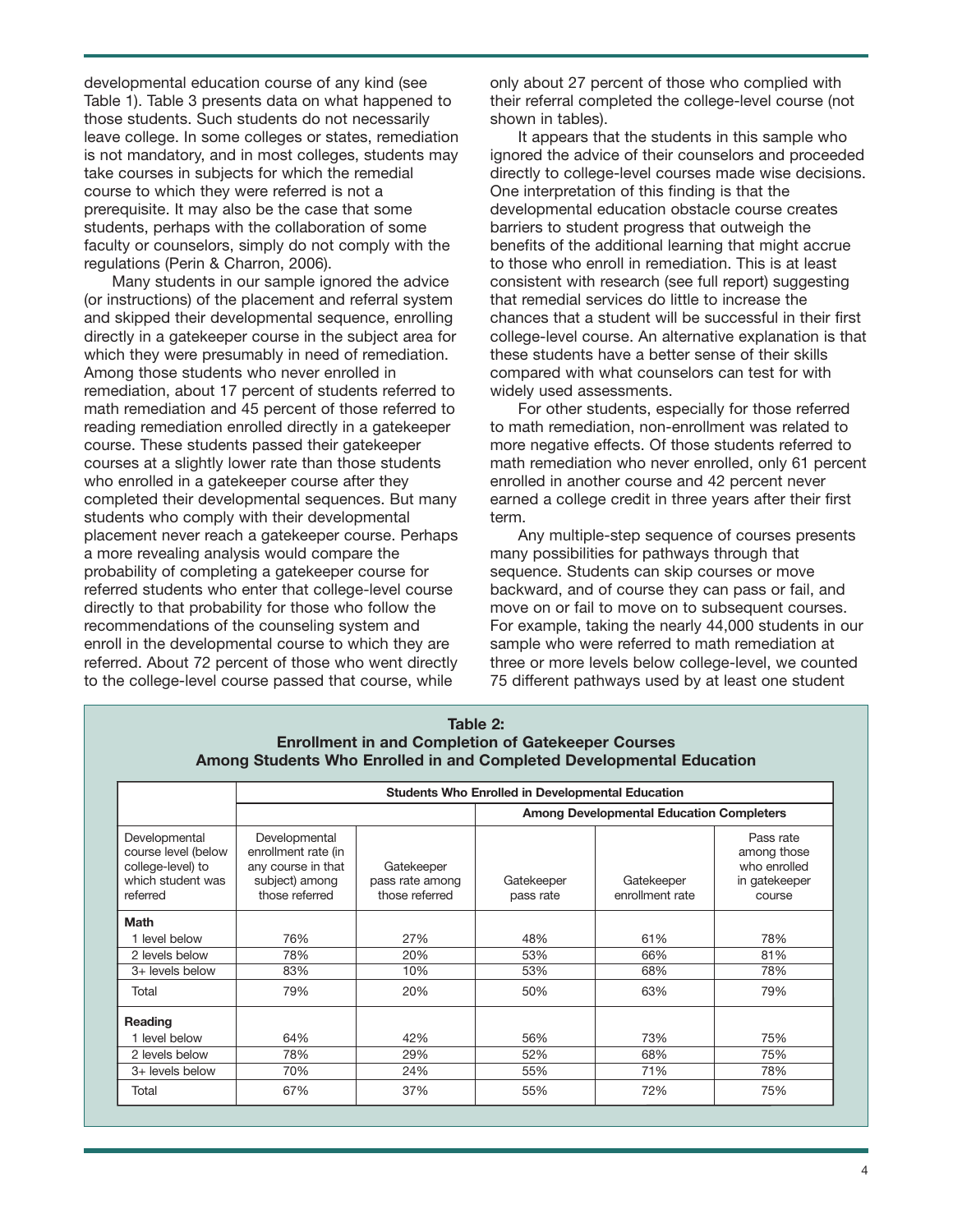developmental education course of any kind (see Table 1). Table 3 presents data on what happened to those students. Such students do not necessarily leave college. In some colleges or states, remediation is not mandatory, and in most colleges, students may take courses in subjects for which the remedial course to which they were referred is not a prerequisite. It may also be the case that some students, perhaps with the collaboration of some faculty or counselors, simply do not comply with the regulations (Perin & Charron, 2006).

Many students in our sample ignored the advice (or instructions) of the placement and referral system and skipped their developmental sequence, enrolling directly in a gatekeeper course in the subject area for which they were presumably in need of remediation. Among those students who never enrolled in remediation, about 17 percent of students referred to math remediation and 45 percent of those referred to reading remediation enrolled directly in a gatekeeper course. These students passed their gatekeeper courses at a slightly lower rate than those students who enrolled in a gatekeeper course after they completed their developmental sequences. But many students who comply with their developmental placement never reach a gatekeeper course. Perhaps a more revealing analysis would compare the probability of completing a gatekeeper course for referred students who enter that college-level course directly to that probability for those who follow the recommendations of the counseling system and enroll in the developmental course to which they are referred. About 72 percent of those who went directly to the college-level course passed that course, while only about 27 percent of those who complied with their referral completed the college-level course (not shown in tables).

It appears that the students in this sample who ignored the advice of their counselors and proceeded directly to college-level courses made wise decisions. One interpretation of this finding is that the developmental education obstacle course creates barriers to student progress that outweigh the benefits of the additional learning that might accrue to those who enroll in remediation. This is at least consistent with research (see full report) suggesting that remedial services do little to increase the chances that a student will be successful in their first college-level course. An alternative explanation is that these students have a better sense of their skills compared with what counselors can test for with widely used assessments.

For other students, especially for those referred to math remediation, non-enrollment was related to more negative effects. Of those students referred to math remediation who never enrolled, only 61 percent enrolled in another course and 42 percent never earned a college credit in three years after their first term.

Any multiple-step sequence of courses presents many possibilities for pathways through that sequence. Students can skip courses or move backward, and of course they can pass or fail, and move on or fail to move on to subsequent courses. For example, taking the nearly 44,000 students in our sample who were referred to math remediation at three or more levels below college-level, we counted 75 different pathways used by at least one student

**Table 2: Enrollment in and Completion of Gatekeeper Courses Among Students Who Enrolled in and Completed Developmental Education**

| | Students Who Enrolled in Developmental Education | | | | |
|---|---|---|---|---|---|
| | | | Among Developmental Education Completers | | |
| Developmental course level (below college-level) to which student was referred | Developmental enrollment rate (in any course in that subject) among those referred | Gatekeeper pass rate among those referred | Gatekeeper pass rate | Gatekeeper enrollment rate | Pass rate among those who enrolled in gatekeeper course |
| **Math** | | | | | |
| 1 level below | 76% | 27% | 48% | 61% | 78% |
| 2 levels below | 78% | 20% | 53% | 66% | 81% |
| 3+ levels below | 83% | 10% | 53% | 68% | 78% |
| Total | 79% | 20% | 50% | 63% | 79% |
| **Reading** | | | | | |
| 1 level below | 64% | 42% | 56% | 73% | 75% |
| 2 levels below | 78% | 29% | 52% | 68% | 75% |
| 3+ levels below | 70% | 24% | 55% | 71% | 78% |
| Total | 67% | 37% | 55% | 72% | 75% |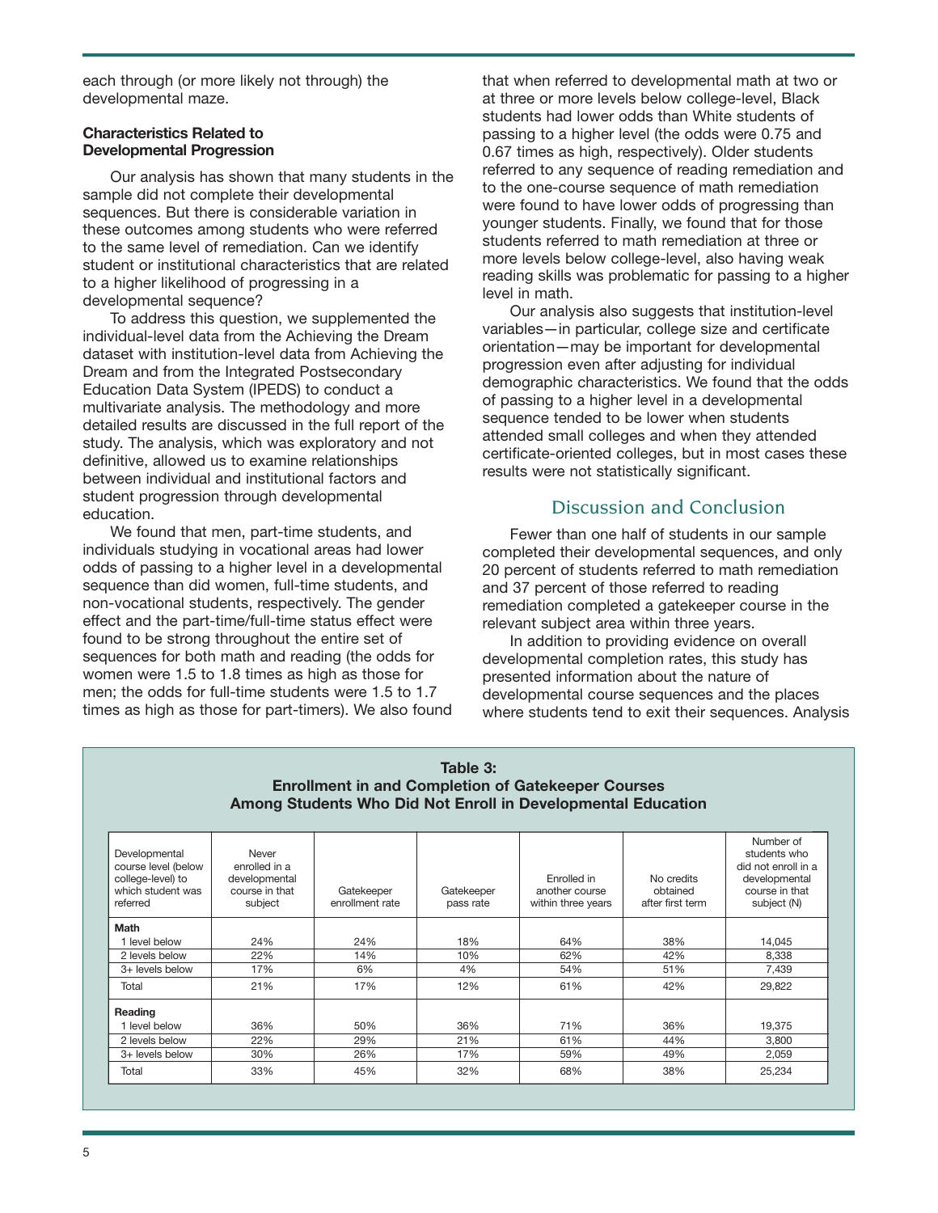each through (or more likely not through) the developmental maze.

### Characteristics Related to Developmental Progression

Our analysis has shown that many students in the sample did not complete their developmental sequences. But there is considerable variation in these outcomes among students who were referred to the same level of remediation. Can we identify student or institutional characteristics that are related to a higher likelihood of progressing in a developmental sequence?

To address this question, we supplemented the individual-level data from the Achieving the Dream dataset with institution-level data from Achieving the Dream and from the Integrated Postsecondary Education Data System (IPEDS) to conduct a multivariate analysis. The methodology and more detailed results are discussed in the full report of the study. The analysis, which was exploratory and not definitive, allowed us to examine relationships between individual and institutional factors and student progression through developmental education.

We found that men, part-time students, and individuals studying in vocational areas had lower odds of passing to a higher level in a developmental sequence than did women, full-time students, and non-vocational students, respectively. The gender effect and the part-time/full-time status effect were found to be strong throughout the entire set of sequences for both math and reading (the odds for women were 1.5 to 1.8 times as high as those for men; the odds for full-time students were 1.5 to 1.7 times as high as those for part-timers). We also found that when referred to developmental math at two or at three or more levels below college-level, Black students had lower odds than White students of passing to a higher level (the odds were 0.75 and 0.67 times as high, respectively). Older students referred to any sequence of reading remediation and to the one-course sequence of math remediation were found to have lower odds of progressing than younger students. Finally, we found that for those students referred to math remediation at three or more levels below college-level, also having weak reading skills was problematic for passing to a higher level in math.

Our analysis also suggests that institution-level variables—in particular, college size and certificate orientation—may be important for developmental progression even after adjusting for individual demographic characteristics. We found that the odds of passing to a higher level in a developmental sequence tended to be lower when students attended small colleges and when they attended certificate-oriented colleges, but in most cases these results were not statistically significant.

## Discussion and Conclusion

Fewer than one half of students in our sample completed their developmental sequences, and only 20 percent of students referred to math remediation and 37 percent of those referred to reading remediation completed a gatekeeper course in the relevant subject area within three years.

In addition to providing evidence on overall developmental completion rates, this study has presented information about the nature of developmental course sequences and the places where students tend to exit their sequences. Analysis

**Table 3: Enrollment in and Completion of Gatekeeper Courses Among Students Who Did Not Enroll in Developmental Education**

| Developmental course level (below college-level) to which student was referred | Never enrolled in a developmental course in that subject | Gatekeeper enrollment rate | Gatekeeper pass rate | Enrolled in another course within three years | No credits obtained after first term | Number of students who did not enroll in a developmental course in that subject (N) |
|---|---|---|---|---|---|---|
| **Math** | | | | | | |
| 1 level below | 24% | 24% | 18% | 64% | 38% | 14,045 |
| 2 levels below | 22% | 14% | 10% | 62% | 42% | 8,338 |
| 3+ levels below | 17% | 6% | 4% | 54% | 51% | 7,439 |
| Total | 21% | 17% | 12% | 61% | 42% | 29,822 |
| **Reading** | | | | | | |
| 1 level below | 36% | 50% | 36% | 71% | 36% | 19,375 |
| 2 levels below | 22% | 29% | 21% | 61% | 44% | 3,800 |
| 3+ levels below | 30% | 26% | 17% | 59% | 49% | 2,059 |
| Total | 33% | 45% | 32% | 68% | 38% | 25,234 |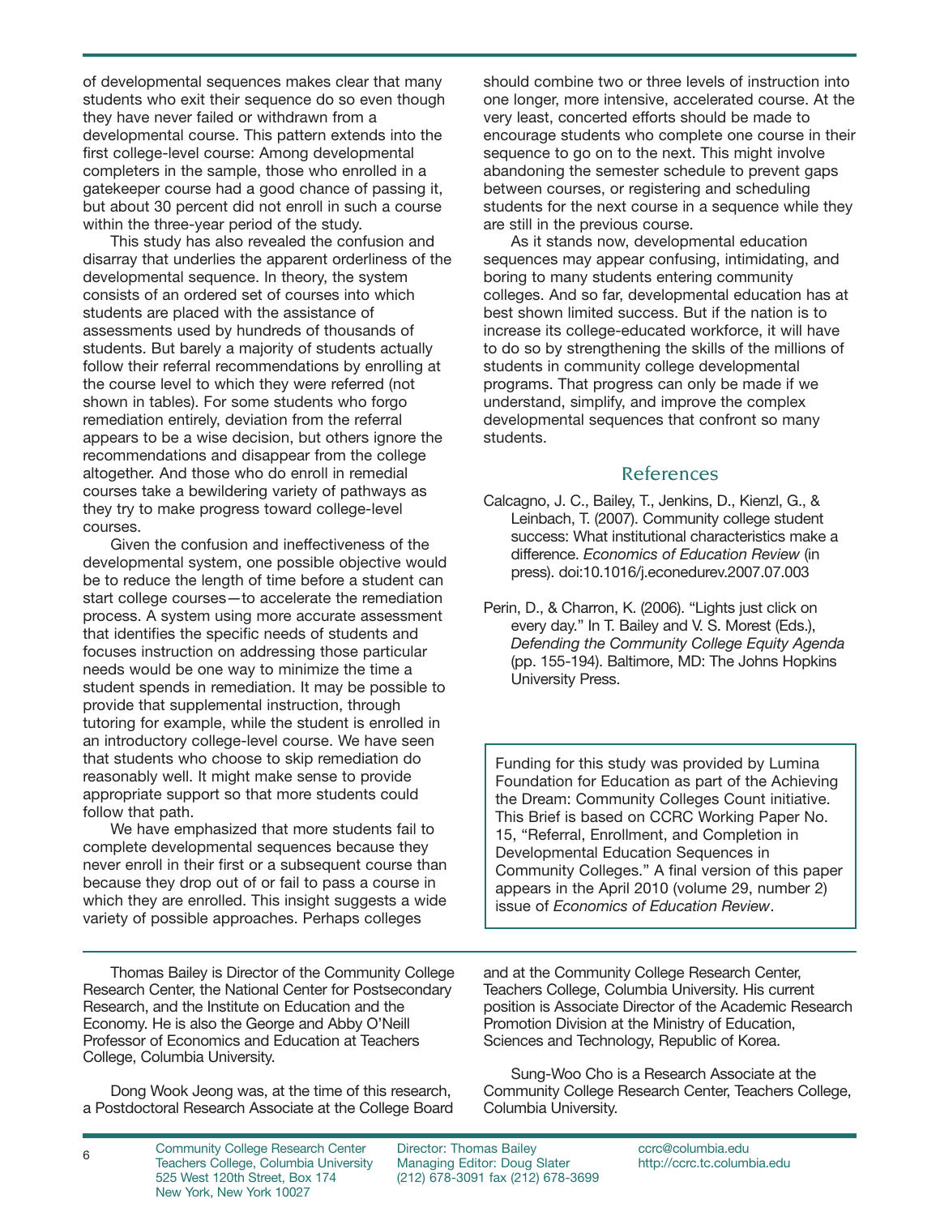of developmental sequences makes clear that many students who exit their sequence do so even though they have never failed or withdrawn from a developmental course. This pattern extends into the first college-level course: Among developmental completers in the sample, those who enrolled in a gatekeeper course had a good chance of passing it, but about 30 percent did not enroll in such a course within the three-year period of the study.

This study has also revealed the confusion and disarray that underlies the apparent orderliness of the developmental sequence. In theory, the system consists of an ordered set of courses into which students are placed with the assistance of assessments used by hundreds of thousands of students. But barely a majority of students actually follow their referral recommendations by enrolling at the course level to which they were referred (not shown in tables). For some students who forgo remediation entirely, deviation from the referral appears to be a wise decision, but others ignore the recommendations and disappear from the college altogether. And those who do enroll in remedial courses take a bewildering variety of pathways as they try to make progress toward college-level courses.

Given the confusion and ineffectiveness of the developmental system, one possible objective would be to reduce the length of time before a student can start college courses—to accelerate the remediation process. A system using more accurate assessment that identifies the specific needs of students and focuses instruction on addressing those particular needs would be one way to minimize the time a student spends in remediation. It may be possible to provide that supplemental instruction, through tutoring for example, while the student is enrolled in an introductory college-level course. We have seen that students who choose to skip remediation do reasonably well. It might make sense to provide appropriate support so that more students could follow that path.

We have emphasized that more students fail to complete developmental sequences because they never enroll in their first or a subsequent course than because they drop out of or fail to pass a course in which they are enrolled. This insight suggests a wide variety of possible approaches. Perhaps colleges should combine two or three levels of instruction into one longer, more intensive, accelerated course. At the very least, concerted efforts should be made to encourage students who complete one course in their sequence to go on to the next. This might involve abandoning the semester schedule to prevent gaps between courses, or registering and scheduling students for the next course in a sequence while they are still in the previous course.

As it stands now, developmental education sequences may appear confusing, intimidating, and boring to many students entering community colleges. And so far, developmental education has at best shown limited success. But if the nation is to increase its college-educated workforce, it will have to do so by strengthening the skills of the millions of students in community college developmental programs. That progress can only be made if we understand, simplify, and improve the complex developmental sequences that confront so many students.

## References

Calcagno, J. C., Bailey, T., Jenkins, D., Kienzl, G., & Leinbach, T. (2007). Community college student success: What institutional characteristics make a difference. *Economics of Education Review* (in press). doi:10.1016/j.econedurev.2007.07.003

Perin, D., & Charron, K. (2006). "Lights just click on every day." In T. Bailey and V. S. Morest (Eds.), *Defending the Community College Equity Agenda* (pp. 155-194). Baltimore, MD: The Johns Hopkins University Press.

Funding for this study was provided by Lumina Foundation for Education as part of the Achieving the Dream: Community Colleges Count initiative. This Brief is based on CCRC Working Paper No. 15, "Referral, Enrollment, and Completion in Developmental Education Sequences in Community Colleges." A final version of this paper appears in the April 2010 (volume 29, number 2) issue of *Economics of Education Review*.

Thomas Bailey is Director of the Community College Research Center, the National Center for Postsecondary Research, and the Institute on Education and the Economy. He is also the George and Abby O'Neill Professor of Economics and Education at Teachers College, Columbia University.

Dong Wook Jeong was, at the time of this research, a Postdoctoral Research Associate at the College Board and at the Community College Research Center, Teachers College, Columbia University. His current position is Associate Director of the Academic Research Promotion Division at the Ministry of Education, Sciences and Technology, Republic of Korea.

Sung-Woo Cho is a Research Associate at the Community College Research Center, Teachers College, Columbia University.

Community College Research Center
Teachers College, Columbia University
525 West 120th Street, Box 174
New York, New York 10027

Director: Thomas Bailey
Managing Editor: Doug Slater
(212) 678-3091 fax (212) 678-3699

ccrc@columbia.edu
http://ccrc.tc.columbia.edu